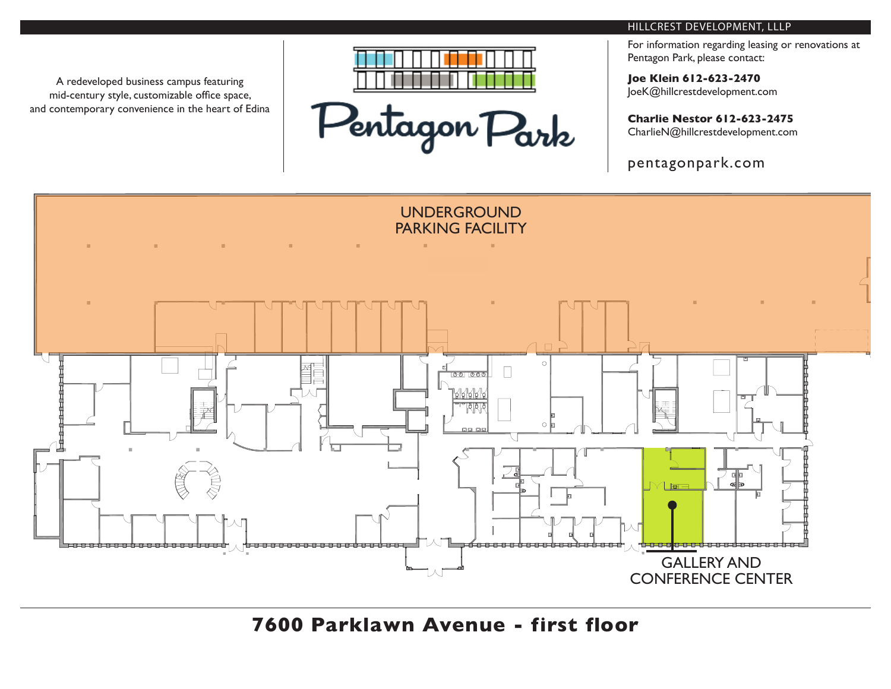HILLCREST DEVELOPMENT, LLLP

A redeveloped business campus featuring mid-century style, customizable office space, and contemporary convenience in the heart of Edina

Pentagon Park

For information regarding leasing or renovations at Pentagon Park, please contact:

**Joe Klein 612-623-2470**
JoeK@hillcrestdevelopment.com

**Charlie Nestor 612-623-2475**
CharlieN@hillcrestdevelopment.com

pentagonpark.com

UNDERGROUND PARKING FACILITY

GALLERY AND CONFERENCE CENTER

# 7600 Parklawn Avenue - first floor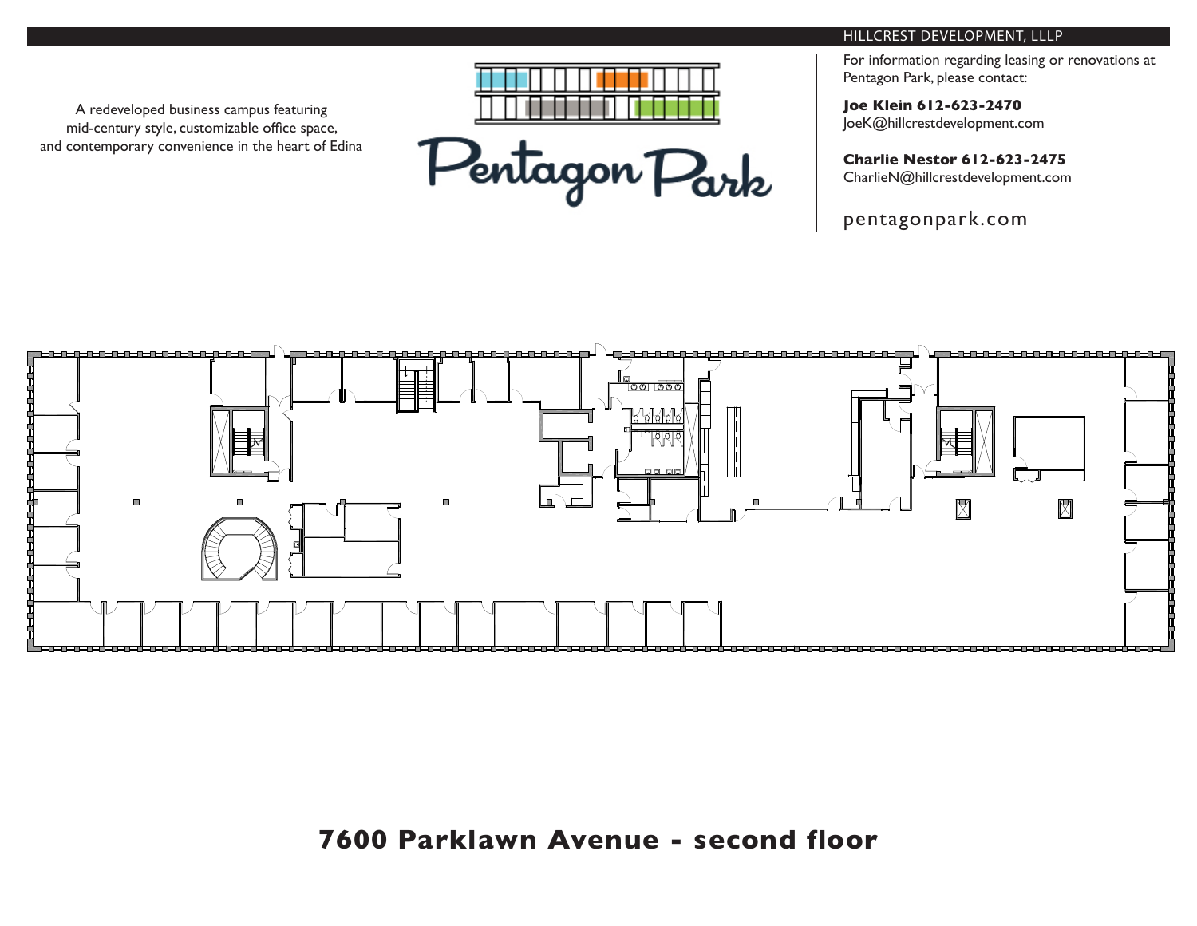HILLCREST DEVELOPMENT, LLLP

A redeveloped business campus featuring mid-century style, customizable office space, and contemporary convenience in the heart of Edina

Pentagon Park

For information regarding leasing or renovations at Pentagon Park, please contact:

**Joe Klein 612-623-2470**
JoeK@hillcrestdevelopment.com

**Charlie Nestor 612-623-2475**
CharlieN@hillcrestdevelopment.com

pentagonpark.com

# 7600 Parklawn Avenue - second floor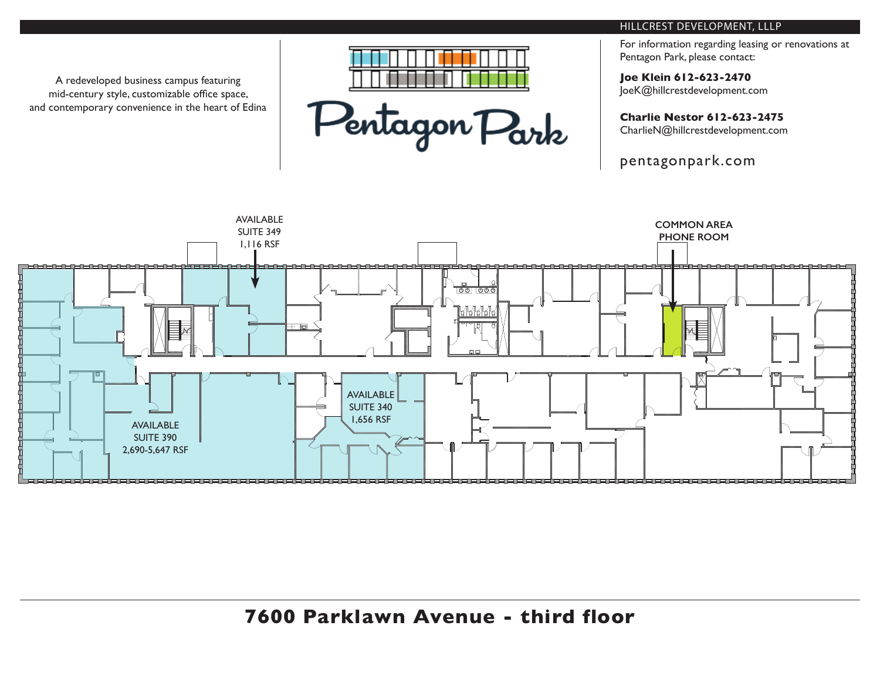HILLCREST DEVELOPMENT, LLLP

A redeveloped business campus featuring mid-century style, customizable office space, and contemporary convenience in the heart of Edina

Pentagon Park

For information regarding leasing or renovations at Pentagon Park, please contact:

**Joe Klein 612-623-2470**
JoeK@hillcrestdevelopment.com

**Charlie Nestor 612-623-2475**
CharlieN@hillcrestdevelopment.com

pentagonpark.com

AVAILABLE
SUITE 349
1,116 RSF

COMMON AREA
PHONE ROOM

AVAILABLE
SUITE 340
1,656 RSF

AVAILABLE
SUITE 390
2,690-5,647 RSF

# 7600 Parklawn Avenue - third floor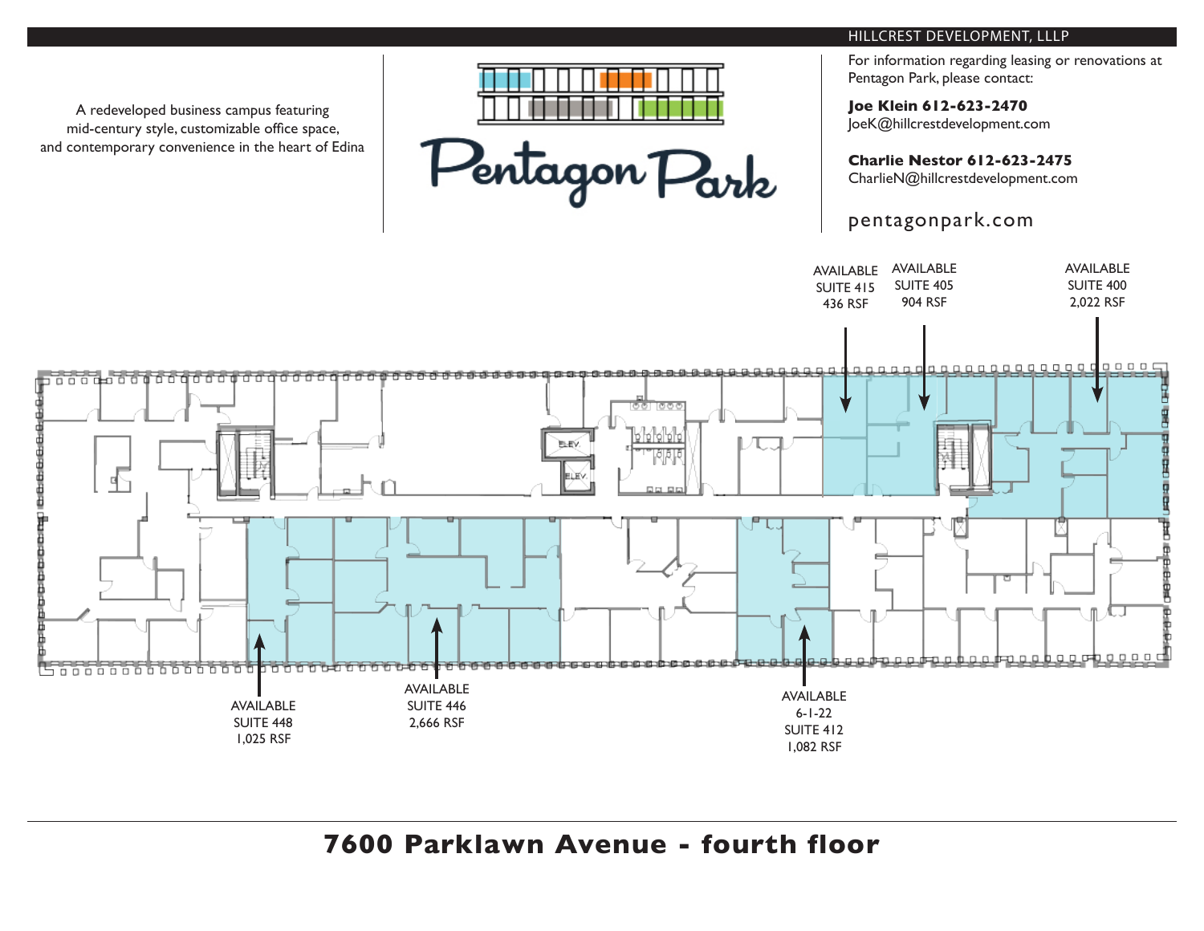HILLCREST DEVELOPMENT, LLLP

A redeveloped business campus featuring mid-century style, customizable office space, and contemporary convenience in the heart of Edina

Pentagon Park

For information regarding leasing or renovations at Pentagon Park, please contact:

**Joe Klein 612-623-2470**
JoeK@hillcrestdevelopment.com

**Charlie Nestor 612-623-2475**
CharlieN@hillcrestdevelopment.com

pentagonpark.com

AVAILABLE
SUITE 415
436 RSF

AVAILABLE
SUITE 405
904 RSF

AVAILABLE
SUITE 400
2,022 RSF

ELEV.

ELEV.

AVAILABLE
SUITE 448
1,025 RSF

AVAILABLE
SUITE 446
2,666 RSF

AVAILABLE
6-1-22
SUITE 412
1,082 RSF

# 7600 Parklawn Avenue - fourth floor